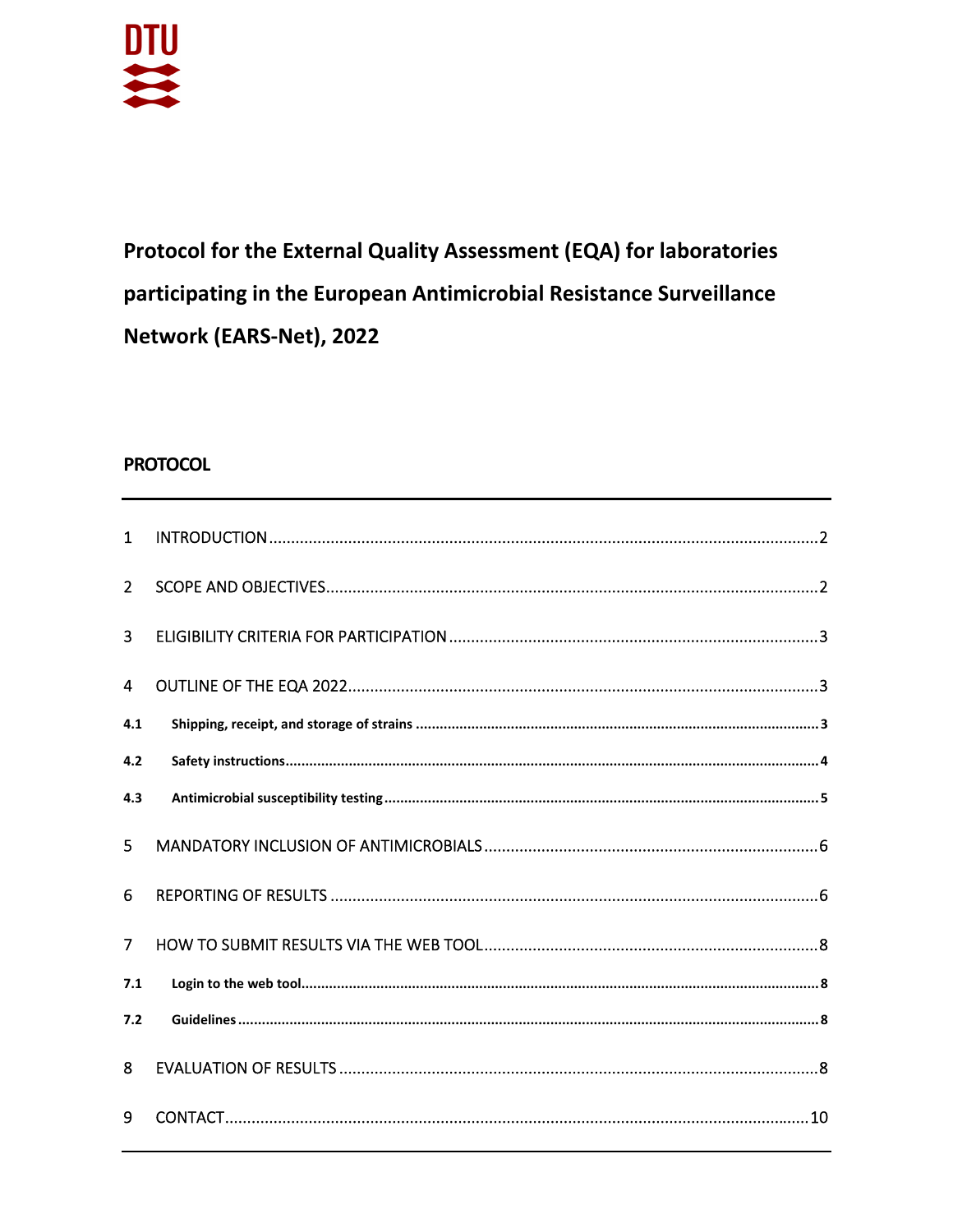DTU

# Protocol for the External Quality Assessment (EQA) for laboratories participating in the European Antimicrobial Resistance Surveillance Network (EARS-Net), 2022

## PROTOCOL

1 INTRODUCTION ........ 2

2 SCOPE AND OBJECTIVES ........ 2

3 ELIGIBILITY CRITERIA FOR PARTICIPATION ........ 3

4 OUTLINE OF THE EQA 2022 ........ 3

- 4.1 Shipping, receipt, and storage of strains ........ 3
- 4.2 Safety instructions ........ 4
- 4.3 Antimicrobial susceptibility testing ........ 5

5 MANDATORY INCLUSION OF ANTIMICROBIALS ........ 6

6 REPORTING OF RESULTS ........ 6

7 HOW TO SUBMIT RESULTS VIA THE WEB TOOL ........ 8

- 7.1 Login to the web tool ........ 8
- 7.2 Guidelines ........ 8

8 EVALUATION OF RESULTS ........ 8

9 CONTACT ........ 10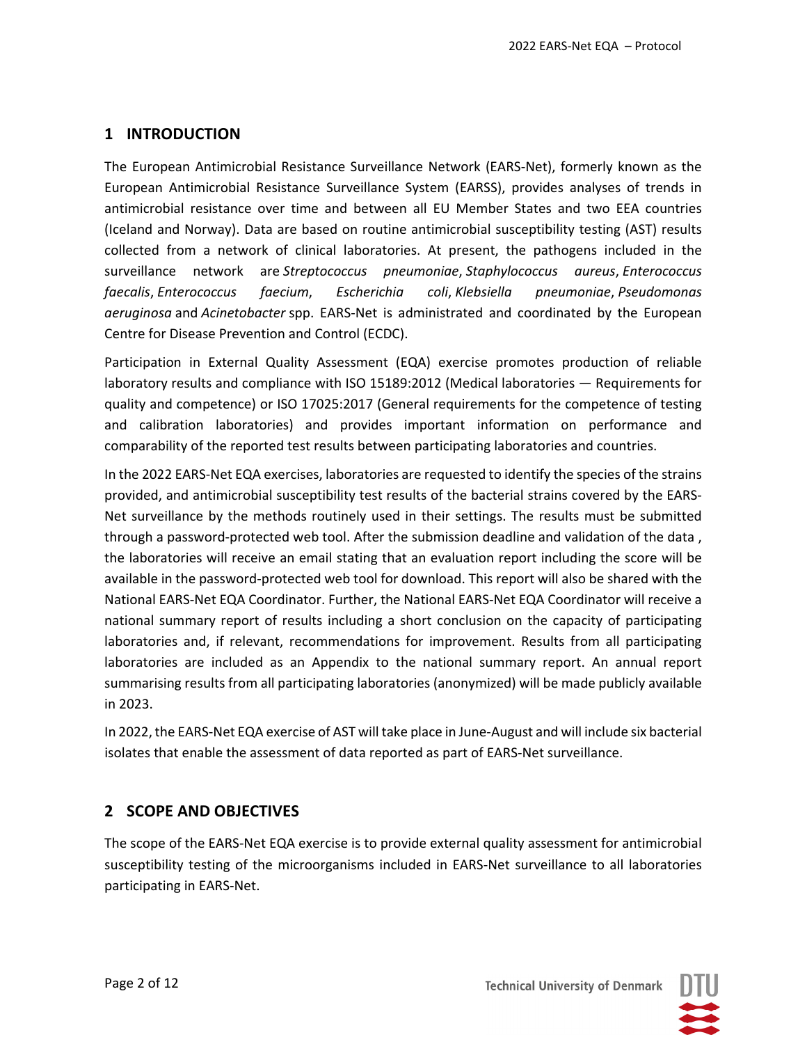# 1 INTRODUCTION

The European Antimicrobial Resistance Surveillance Network (EARS-Net), formerly known as the European Antimicrobial Resistance Surveillance System (EARSS), provides analyses of trends in antimicrobial resistance over time and between all EU Member States and two EEA countries (Iceland and Norway). Data are based on routine antimicrobial susceptibility testing (AST) results collected from a network of clinical laboratories. At present, the pathogens included in the surveillance network are *Streptococcus pneumoniae*, *Staphylococcus aureus*, *Enterococcus faecalis*, *Enterococcus faecium*, *Escherichia coli*, *Klebsiella pneumoniae*, *Pseudomonas aeruginosa* and *Acinetobacter* spp. EARS-Net is administrated and coordinated by the European Centre for Disease Prevention and Control (ECDC).

Participation in External Quality Assessment (EQA) exercise promotes production of reliable laboratory results and compliance with ISO 15189:2012 (Medical laboratories — Requirements for quality and competence) or ISO 17025:2017 (General requirements for the competence of testing and calibration laboratories) and provides important information on performance and comparability of the reported test results between participating laboratories and countries.

In the 2022 EARS-Net EQA exercises, laboratories are requested to identify the species of the strains provided, and antimicrobial susceptibility test results of the bacterial strains covered by the EARS-Net surveillance by the methods routinely used in their settings. The results must be submitted through a password-protected web tool. After the submission deadline and validation of the data , the laboratories will receive an email stating that an evaluation report including the score will be available in the password-protected web tool for download. This report will also be shared with the National EARS-Net EQA Coordinator. Further, the National EARS-Net EQA Coordinator will receive a national summary report of results including a short conclusion on the capacity of participating laboratories and, if relevant, recommendations for improvement. Results from all participating laboratories are included as an Appendix to the national summary report. An annual report summarising results from all participating laboratories (anonymized) will be made publicly available in 2023.

In 2022, the EARS-Net EQA exercise of AST will take place in June-August and will include six bacterial isolates that enable the assessment of data reported as part of EARS-Net surveillance.

# 2 SCOPE AND OBJECTIVES

The scope of the EARS-Net EQA exercise is to provide external quality assessment for antimicrobial susceptibility testing of the microorganisms included in EARS-Net surveillance to all laboratories participating in EARS-Net.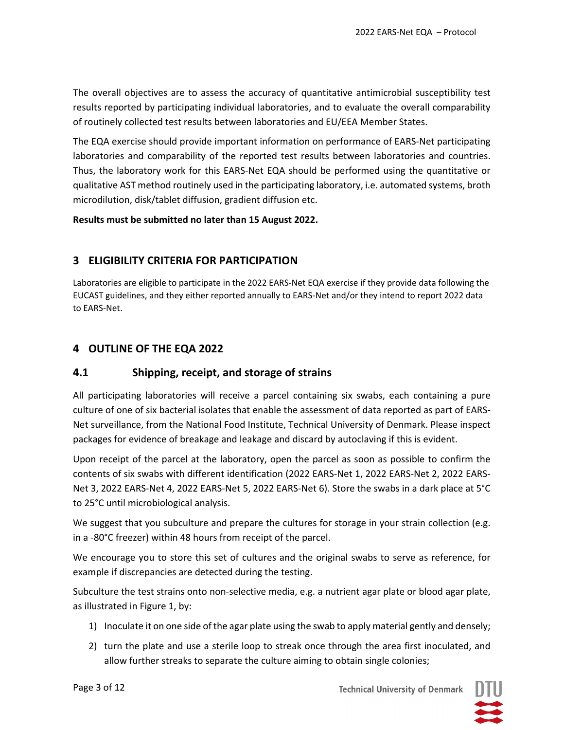The overall objectives are to assess the accuracy of quantitative antimicrobial susceptibility test results reported by participating individual laboratories, and to evaluate the overall comparability of routinely collected test results between laboratories and EU/EEA Member States.

The EQA exercise should provide important information on performance of EARS-Net participating laboratories and comparability of the reported test results between laboratories and countries. Thus, the laboratory work for this EARS-Net EQA should be performed using the quantitative or qualitative AST method routinely used in the participating laboratory, i.e. automated systems, broth microdilution, disk/tablet diffusion, gradient diffusion etc.

**Results must be submitted no later than 15 August 2022.**

## 3 ELIGIBILITY CRITERIA FOR PARTICIPATION

Laboratories are eligible to participate in the 2022 EARS-Net EQA exercise if they provide data following the EUCAST guidelines, and they either reported annually to EARS-Net and/or they intend to report 2022 data to EARS-Net.

## 4 OUTLINE OF THE EQA 2022

### 4.1 Shipping, receipt, and storage of strains

All participating laboratories will receive a parcel containing six swabs, each containing a pure culture of one of six bacterial isolates that enable the assessment of data reported as part of EARS-Net surveillance, from the National Food Institute, Technical University of Denmark. Please inspect packages for evidence of breakage and leakage and discard by autoclaving if this is evident.

Upon receipt of the parcel at the laboratory, open the parcel as soon as possible to confirm the contents of six swabs with different identification (2022 EARS-Net 1, 2022 EARS-Net 2, 2022 EARS-Net 3, 2022 EARS-Net 4, 2022 EARS-Net 5, 2022 EARS-Net 6). Store the swabs in a dark place at 5°C to 25°C until microbiological analysis.

We suggest that you subculture and prepare the cultures for storage in your strain collection (e.g. in a -80°C freezer) within 48 hours from receipt of the parcel.

We encourage you to store this set of cultures and the original swabs to serve as reference, for example if discrepancies are detected during the testing.

Subculture the test strains onto non-selective media, e.g. a nutrient agar plate or blood agar plate, as illustrated in Figure 1, by:

1) Inoculate it on one side of the agar plate using the swab to apply material gently and densely;
2) turn the plate and use a sterile loop to streak once through the area first inoculated, and allow further streaks to separate the culture aiming to obtain single colonies;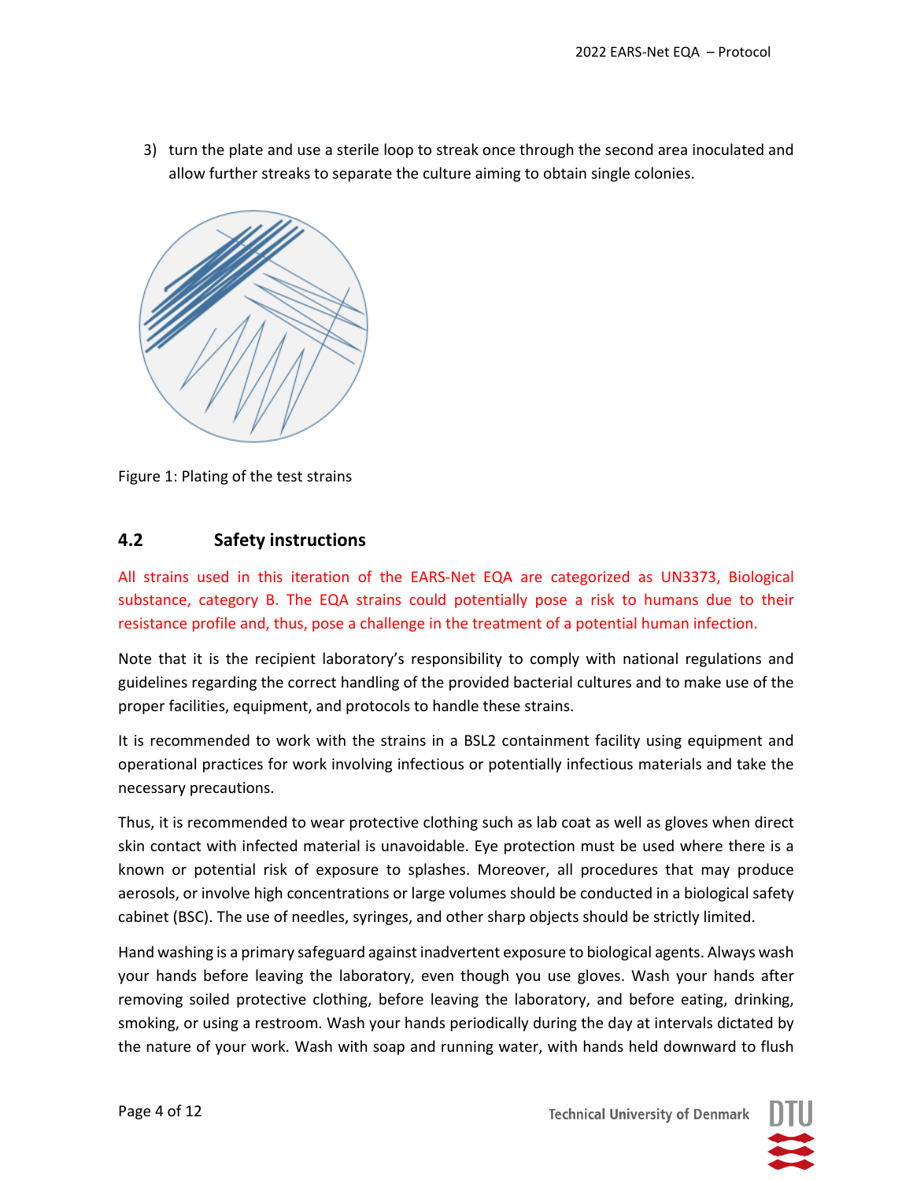3) turn the plate and use a sterile loop to streak once through the second area inoculated and allow further streaks to separate the culture aiming to obtain single colonies.

Figure 1: Plating of the test strains

## 4.2 Safety instructions

All strains used in this iteration of the EARS-Net EQA are categorized as UN3373, Biological substance, category B. The EQA strains could potentially pose a risk to humans due to their resistance profile and, thus, pose a challenge in the treatment of a potential human infection.

Note that it is the recipient laboratory's responsibility to comply with national regulations and guidelines regarding the correct handling of the provided bacterial cultures and to make use of the proper facilities, equipment, and protocols to handle these strains.

It is recommended to work with the strains in a BSL2 containment facility using equipment and operational practices for work involving infectious or potentially infectious materials and take the necessary precautions.

Thus, it is recommended to wear protective clothing such as lab coat as well as gloves when direct skin contact with infected material is unavoidable. Eye protection must be used where there is a known or potential risk of exposure to splashes. Moreover, all procedures that may produce aerosols, or involve high concentrations or large volumes should be conducted in a biological safety cabinet (BSC). The use of needles, syringes, and other sharp objects should be strictly limited.

Hand washing is a primary safeguard against inadvertent exposure to biological agents. Always wash your hands before leaving the laboratory, even though you use gloves. Wash your hands after removing soiled protective clothing, before leaving the laboratory, and before eating, drinking, smoking, or using a restroom. Wash your hands periodically during the day at intervals dictated by the nature of your work. Wash with soap and running water, with hands held downward to flush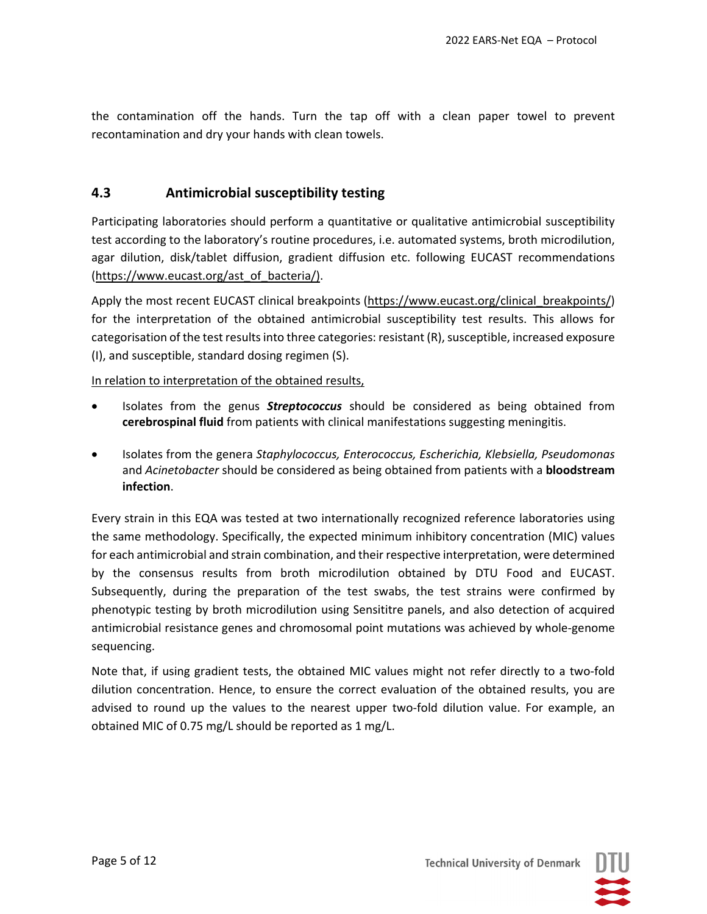the contamination off the hands. Turn the tap off with a clean paper towel to prevent recontamination and dry your hands with clean towels.

## 4.3 Antimicrobial susceptibility testing

Participating laboratories should perform a quantitative or qualitative antimicrobial susceptibility test according to the laboratory's routine procedures, i.e. automated systems, broth microdilution, agar dilution, disk/tablet diffusion, gradient diffusion etc. following EUCAST recommendations (https://www.eucast.org/ast_of_bacteria/).

Apply the most recent EUCAST clinical breakpoints (https://www.eucast.org/clinical_breakpoints/) for the interpretation of the obtained antimicrobial susceptibility test results. This allows for categorisation of the test results into three categories: resistant (R), susceptible, increased exposure (I), and susceptible, standard dosing regimen (S).

<u>In relation to interpretation of the obtained results,</u>

- Isolates from the genus ***Streptococcus*** should be considered as being obtained from **cerebrospinal fluid** from patients with clinical manifestations suggesting meningitis.
- Isolates from the genera *Staphylococcus, Enterococcus, Escherichia, Klebsiella, Pseudomonas* and *Acinetobacter* should be considered as being obtained from patients with a **bloodstream infection**.

Every strain in this EQA was tested at two internationally recognized reference laboratories using the same methodology. Specifically, the expected minimum inhibitory concentration (MIC) values for each antimicrobial and strain combination, and their respective interpretation, were determined by the consensus results from broth microdilution obtained by DTU Food and EUCAST. Subsequently, during the preparation of the test swabs, the test strains were confirmed by phenotypic testing by broth microdilution using Sensititre panels, and also detection of acquired antimicrobial resistance genes and chromosomal point mutations was achieved by whole-genome sequencing.

Note that, if using gradient tests, the obtained MIC values might not refer directly to a two-fold dilution concentration. Hence, to ensure the correct evaluation of the obtained results, you are advised to round up the values to the nearest upper two-fold dilution value. For example, an obtained MIC of 0.75 mg/L should be reported as 1 mg/L.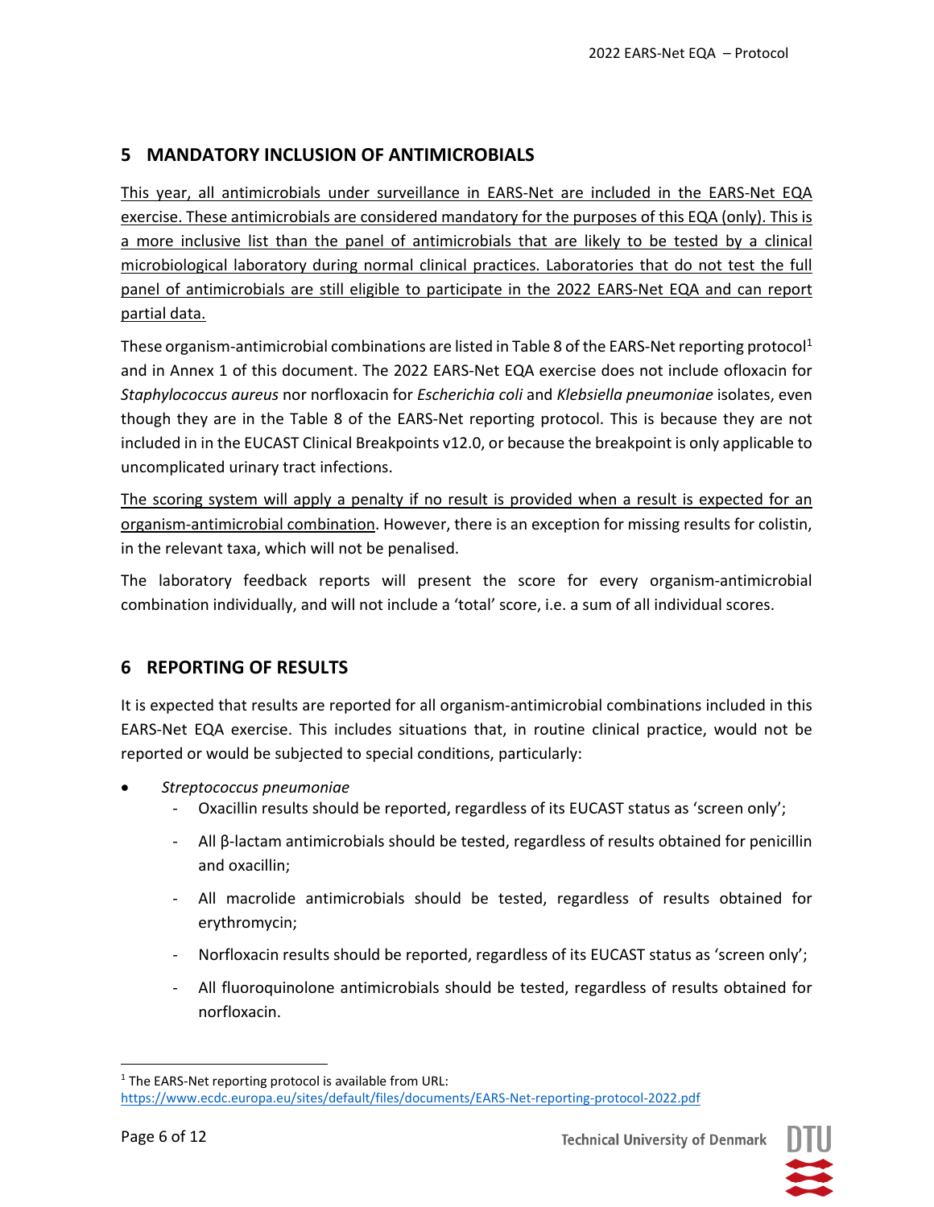## 5 MANDATORY INCLUSION OF ANTIMICROBIALS

<u>This year, all antimicrobials under surveillance in EARS-Net are included in the EARS-Net EQA exercise. These antimicrobials are considered mandatory for the purposes of this EQA (only). This is a more inclusive list than the panel of antimicrobials that are likely to be tested by a clinical microbiological laboratory during normal clinical practices. Laboratories that do not test the full panel of antimicrobials are still eligible to participate in the 2022 EARS-Net EQA and can report partial data.</u>

These organism-antimicrobial combinations are listed in Table 8 of the EARS-Net reporting protocol[1] and in Annex 1 of this document. The 2022 EARS-Net EQA exercise does not include ofloxacin for *Staphylococcus aureus* nor norfloxacin for *Escherichia coli* and *Klebsiella pneumoniae* isolates, even though they are in the Table 8 of the EARS-Net reporting protocol. This is because they are not included in in the EUCAST Clinical Breakpoints v12.0, or because the breakpoint is only applicable to uncomplicated urinary tract infections.

<u>The scoring system will apply a penalty if no result is provided when a result is expected for an organism-antimicrobial combination</u>. However, there is an exception for missing results for colistin, in the relevant taxa, which will not be penalised.

The laboratory feedback reports will present the score for every organism-antimicrobial combination individually, and will not include a 'total' score, i.e. a sum of all individual scores.

## 6 REPORTING OF RESULTS

It is expected that results are reported for all organism-antimicrobial combinations included in this EARS-Net EQA exercise. This includes situations that, in routine clinical practice, would not be reported or would be subjected to special conditions, particularly:

- *Streptococcus pneumoniae*
  - Oxacillin results should be reported, regardless of its EUCAST status as 'screen only';
  - All β-lactam antimicrobials should be tested, regardless of results obtained for penicillin and oxacillin;
  - All macrolide antimicrobials should be tested, regardless of results obtained for erythromycin;
  - Norfloxacin results should be reported, regardless of its EUCAST status as 'screen only';
  - All fluoroquinolone antimicrobials should be tested, regardless of results obtained for norfloxacin.

[1] The EARS-Net reporting protocol is available from URL: https://www.ecdc.europa.eu/sites/default/files/documents/EARS-Net-reporting-protocol-2022.pdf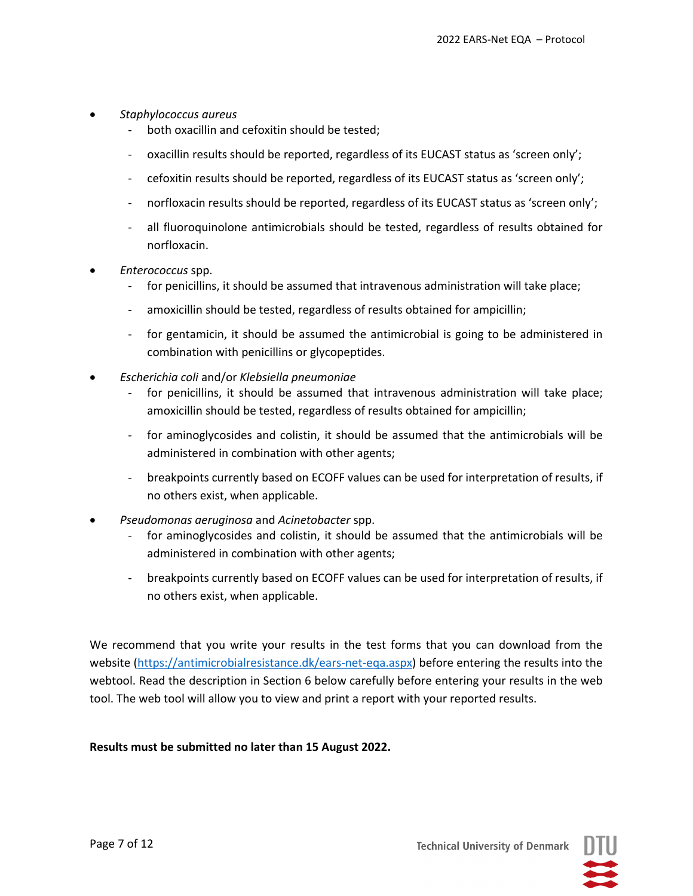- *Staphylococcus aureus*
  - both oxacillin and cefoxitin should be tested;
  - oxacillin results should be reported, regardless of its EUCAST status as 'screen only';
  - cefoxitin results should be reported, regardless of its EUCAST status as 'screen only';
  - norfloxacin results should be reported, regardless of its EUCAST status as 'screen only';
  - all fluoroquinolone antimicrobials should be tested, regardless of results obtained for norfloxacin.
- *Enterococcus* spp.
  - for penicillins, it should be assumed that intravenous administration will take place;
  - amoxicillin should be tested, regardless of results obtained for ampicillin;
  - for gentamicin, it should be assumed the antimicrobial is going to be administered in combination with penicillins or glycopeptides.
- *Escherichia coli* and/or *Klebsiella pneumoniae*
  - for penicillins, it should be assumed that intravenous administration will take place; amoxicillin should be tested, regardless of results obtained for ampicillin;
  - for aminoglycosides and colistin, it should be assumed that the antimicrobials will be administered in combination with other agents;
  - breakpoints currently based on ECOFF values can be used for interpretation of results, if no others exist, when applicable.
- *Pseudomonas aeruginosa* and *Acinetobacter* spp.
  - for aminoglycosides and colistin, it should be assumed that the antimicrobials will be administered in combination with other agents;
  - breakpoints currently based on ECOFF values can be used for interpretation of results, if no others exist, when applicable.

We recommend that you write your results in the test forms that you can download from the website (https://antimicrobialresistance.dk/ears-net-eqa.aspx) before entering the results into the webtool. Read the description in Section 6 below carefully before entering your results in the web tool. The web tool will allow you to view and print a report with your reported results.

**Results must be submitted no later than 15 August 2022.**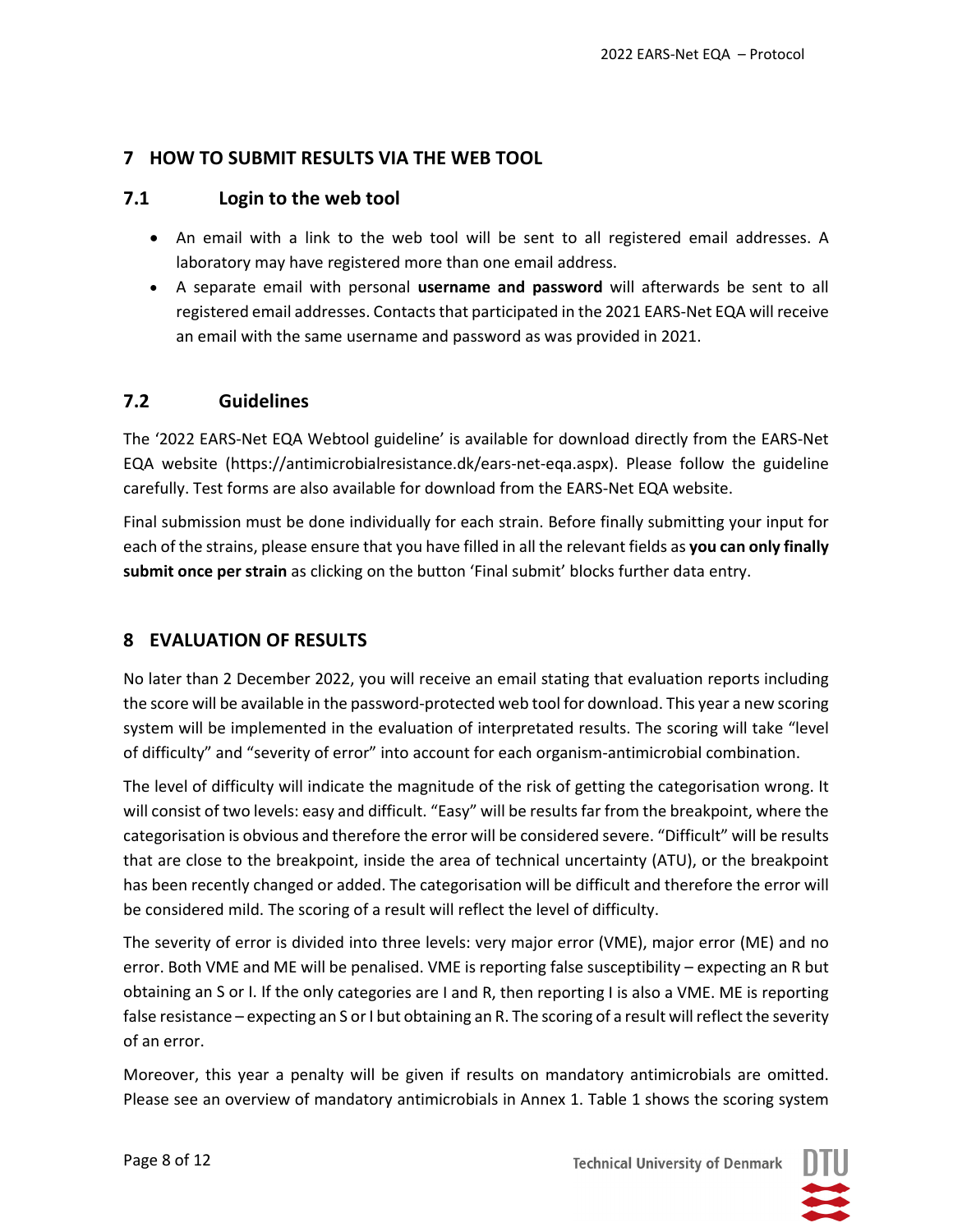## 7 HOW TO SUBMIT RESULTS VIA THE WEB TOOL

### 7.1 Login to the web tool

- An email with a link to the web tool will be sent to all registered email addresses. A laboratory may have registered more than one email address.
- A separate email with personal **username and password** will afterwards be sent to all registered email addresses. Contacts that participated in the 2021 EARS-Net EQA will receive an email with the same username and password as was provided in 2021.

### 7.2 Guidelines

The '2022 EARS-Net EQA Webtool guideline' is available for download directly from the EARS-Net EQA website (https://antimicrobialresistance.dk/ears-net-eqa.aspx). Please follow the guideline carefully. Test forms are also available for download from the EARS-Net EQA website.

Final submission must be done individually for each strain. Before finally submitting your input for each of the strains, please ensure that you have filled in all the relevant fields as **you can only finally submit once per strain** as clicking on the button 'Final submit' blocks further data entry.

## 8 EVALUATION OF RESULTS

No later than 2 December 2022, you will receive an email stating that evaluation reports including the score will be available in the password-protected web tool for download. This year a new scoring system will be implemented in the evaluation of interpretated results. The scoring will take "level of difficulty" and "severity of error" into account for each organism-antimicrobial combination.

The level of difficulty will indicate the magnitude of the risk of getting the categorisation wrong. It will consist of two levels: easy and difficult. "Easy" will be results far from the breakpoint, where the categorisation is obvious and therefore the error will be considered severe. "Difficult" will be results that are close to the breakpoint, inside the area of technical uncertainty (ATU), or the breakpoint has been recently changed or added. The categorisation will be difficult and therefore the error will be considered mild. The scoring of a result will reflect the level of difficulty.

The severity of error is divided into three levels: very major error (VME), major error (ME) and no error. Both VME and ME will be penalised. VME is reporting false susceptibility – expecting an R but obtaining an S or I. If the only categories are I and R, then reporting I is also a VME. ME is reporting false resistance – expecting an S or I but obtaining an R. The scoring of a result will reflect the severity of an error.

Moreover, this year a penalty will be given if results on mandatory antimicrobials are omitted. Please see an overview of mandatory antimicrobials in Annex 1. Table 1 shows the scoring system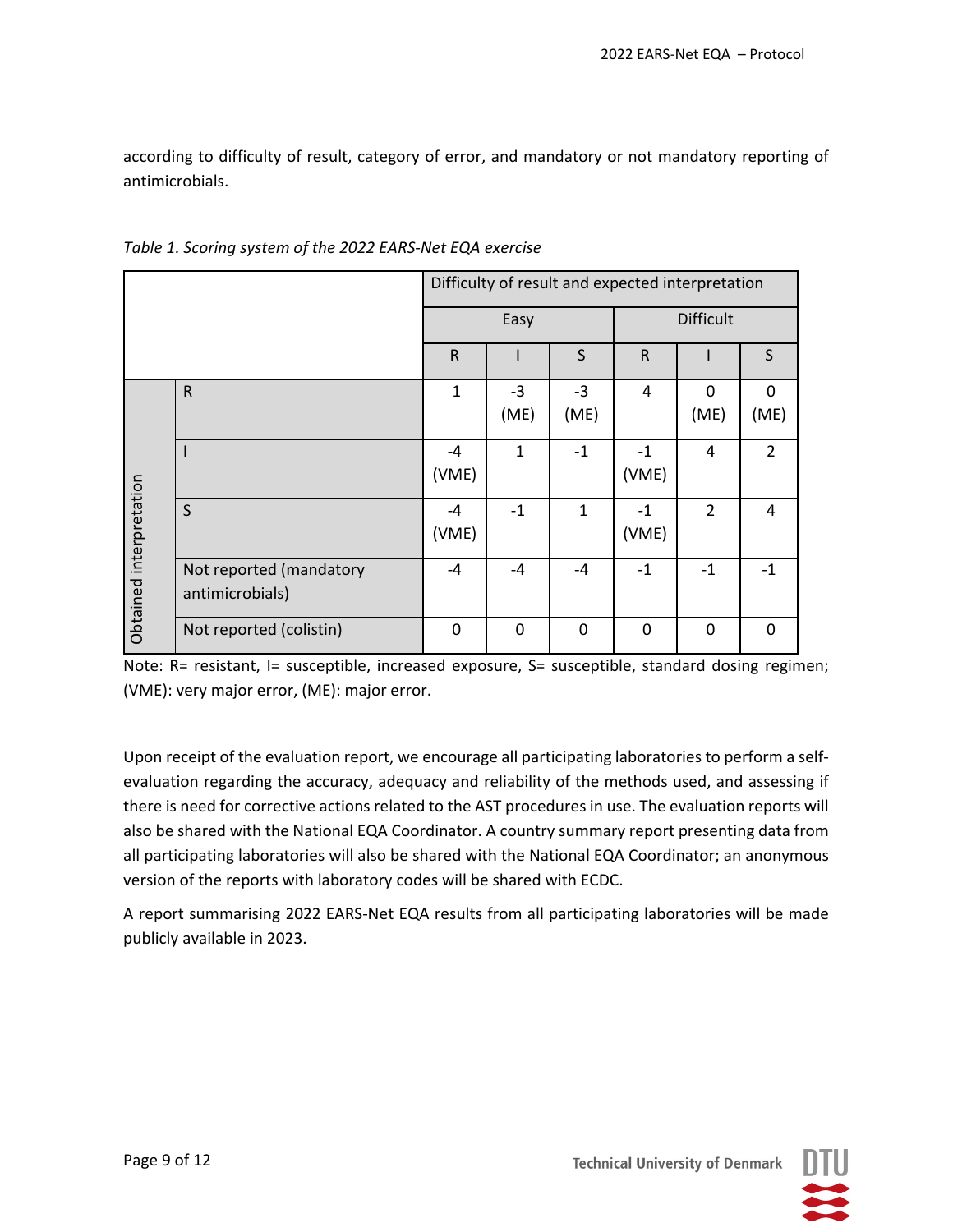according to difficulty of result, category of error, and mandatory or not mandatory reporting of antimicrobials.

*Table 1. Scoring system of the 2022 EARS-Net EQA exercise*

| | | Difficulty of result and expected interpretation | | | | | |
|---|---|---|---|---|---|---|---|
| | | Easy | | | Difficult | | |
| | | R | I | S | R | I | S |
| Obtained interpretation | R | 1 | -3 (ME) | -3 (ME) | 4 | 0 (ME) | 0 (ME) |
| | I | -4 (VME) | 1 | -1 | -1 (VME) | 4 | 2 |
| | S | -4 (VME) | -1 | 1 | -1 (VME) | 2 | 4 |
| | Not reported (mandatory antimicrobials) | -4 | -4 | -4 | -1 | -1 | -1 |
| | Not reported (colistin) | 0 | 0 | 0 | 0 | 0 | 0 |

Note: R= resistant, I= susceptible, increased exposure, S= susceptible, standard dosing regimen; (VME): very major error, (ME): major error.

Upon receipt of the evaluation report, we encourage all participating laboratories to perform a self-evaluation regarding the accuracy, adequacy and reliability of the methods used, and assessing if there is need for corrective actions related to the AST procedures in use. The evaluation reports will also be shared with the National EQA Coordinator. A country summary report presenting data from all participating laboratories will also be shared with the National EQA Coordinator; an anonymous version of the reports with laboratory codes will be shared with ECDC.

A report summarising 2022 EARS-Net EQA results from all participating laboratories will be made publicly available in 2023.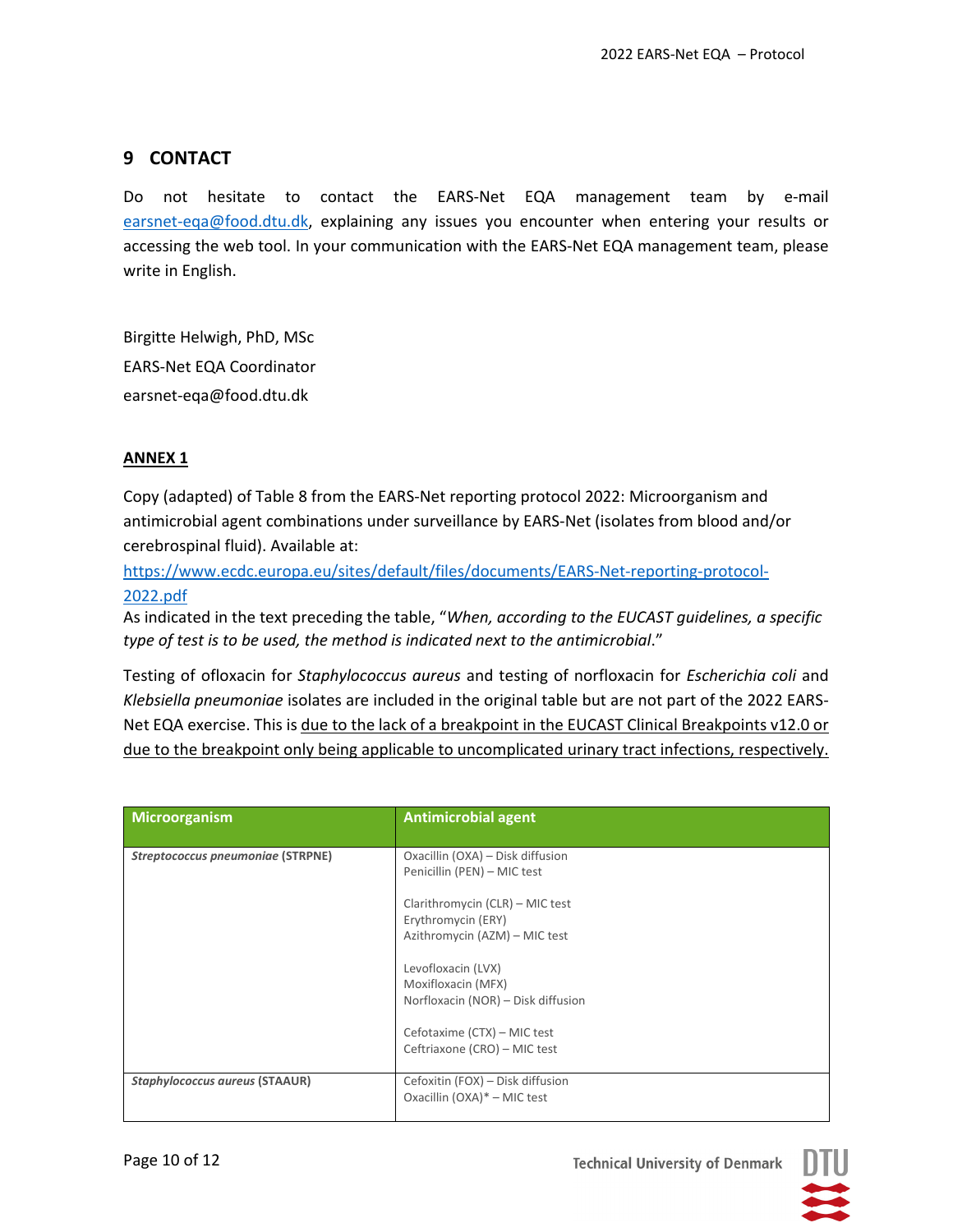## 9 CONTACT

Do not hesitate to contact the EARS-Net EQA management team by e-mail earsnet-eqa@food.dtu.dk, explaining any issues you encounter when entering your results or accessing the web tool. In your communication with the EARS-Net EQA management team, please write in English.

Birgitte Helwigh, PhD, MSc
EARS-Net EQA Coordinator
earsnet-eqa@food.dtu.dk

**ANNEX 1**

Copy (adapted) of Table 8 from the EARS-Net reporting protocol 2022: Microorganism and antimicrobial agent combinations under surveillance by EARS-Net (isolates from blood and/or cerebrospinal fluid). Available at:
https://www.ecdc.europa.eu/sites/default/files/documents/EARS-Net-reporting-protocol-2022.pdf
As indicated in the text preceding the table, "*When, according to the EUCAST guidelines, a specific type of test is to be used, the method is indicated next to the antimicrobial*."

Testing of ofloxacin for *Staphylococcus aureus* and testing of norfloxacin for *Escherichia coli* and *Klebsiella pneumoniae* isolates are included in the original table but are not part of the 2022 EARS-Net EQA exercise. This is due to the lack of a breakpoint in the EUCAST Clinical Breakpoints v12.0 or due to the breakpoint only being applicable to uncomplicated urinary tract infections, respectively.

| Microorganism | Antimicrobial agent |
|---|---|
| ***Streptococcus pneumoniae* (STRPNE)** | Oxacillin (OXA) – Disk diffusion<br>Penicillin (PEN) – MIC test<br><br>Clarithromycin (CLR) – MIC test<br>Erythromycin (ERY)<br>Azithromycin (AZM) – MIC test<br><br>Levofloxacin (LVX)<br>Moxifloxacin (MFX)<br>Norfloxacin (NOR) – Disk diffusion<br><br>Cefotaxime (CTX) – MIC test<br>Ceftriaxone (CRO) – MIC test |
| ***Staphylococcus aureus* (STAAUR)** | Cefoxitin (FOX) – Disk diffusion<br>Oxacillin (OXA)* – MIC test |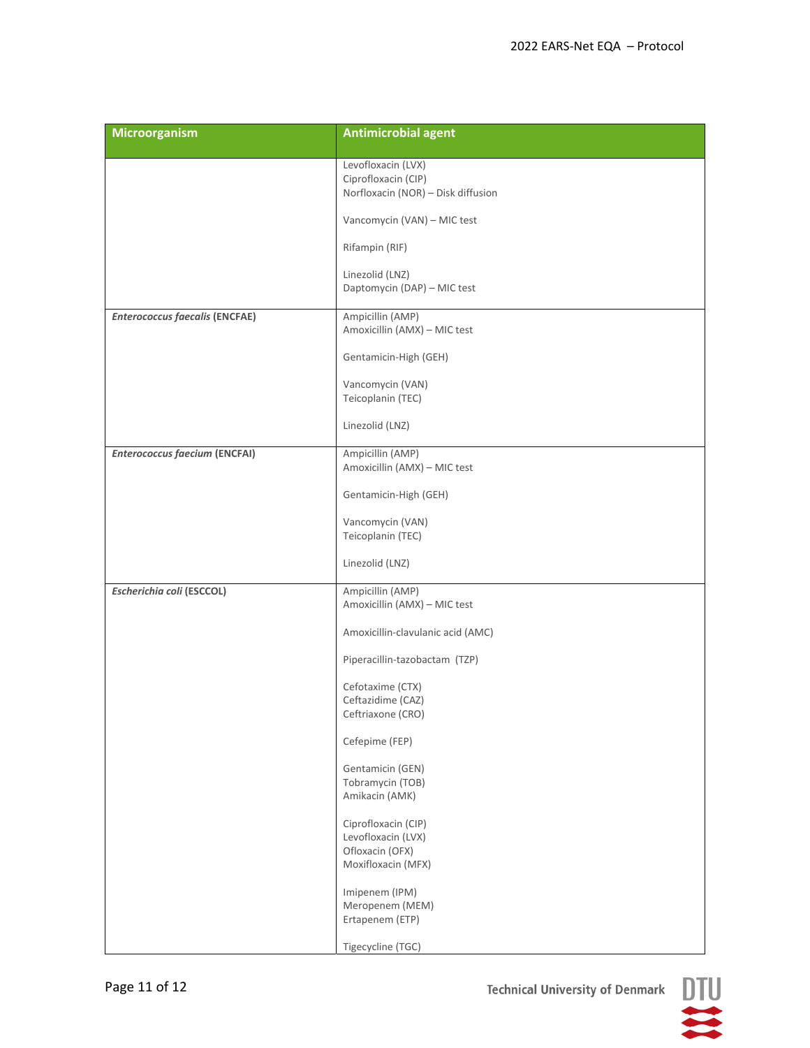| Microorganism | Antimicrobial agent |
|---|---|
| | Levofloxacin (LVX)<br>Ciprofloxacin (CIP)<br>Norfloxacin (NOR) – Disk diffusion<br><br>Vancomycin (VAN) – MIC test<br><br>Rifampin (RIF)<br><br>Linezolid (LNZ)<br>Daptomycin (DAP) – MIC test |
| ***Enterococcus faecalis*** **(ENCFAE)** | Ampicillin (AMP)<br>Amoxicillin (AMX) – MIC test<br><br>Gentamicin-High (GEH)<br><br>Vancomycin (VAN)<br>Teicoplanin (TEC)<br><br>Linezolid (LNZ) |
| ***Enterococcus faecium*** **(ENCFAI)** | Ampicillin (AMP)<br>Amoxicillin (AMX) – MIC test<br><br>Gentamicin-High (GEH)<br><br>Vancomycin (VAN)<br>Teicoplanin (TEC)<br><br>Linezolid (LNZ) |
| ***Escherichia coli*** **(ESCCOL)** | Ampicillin (AMP)<br>Amoxicillin (AMX) – MIC test<br><br>Amoxicillin-clavulanic acid (AMC)<br><br>Piperacillin-tazobactam (TZP)<br><br>Cefotaxime (CTX)<br>Ceftazidime (CAZ)<br>Ceftriaxone (CRO)<br><br>Cefepime (FEP)<br><br>Gentamicin (GEN)<br>Tobramycin (TOB)<br>Amikacin (AMK)<br><br>Ciprofloxacin (CIP)<br>Levofloxacin (LVX)<br>Ofloxacin (OFX)<br>Moxifloxacin (MFX)<br><br>Imipenem (IPM)<br>Meropenem (MEM)<br>Ertapenem (ETP)<br><br>Tigecycline (TGC) |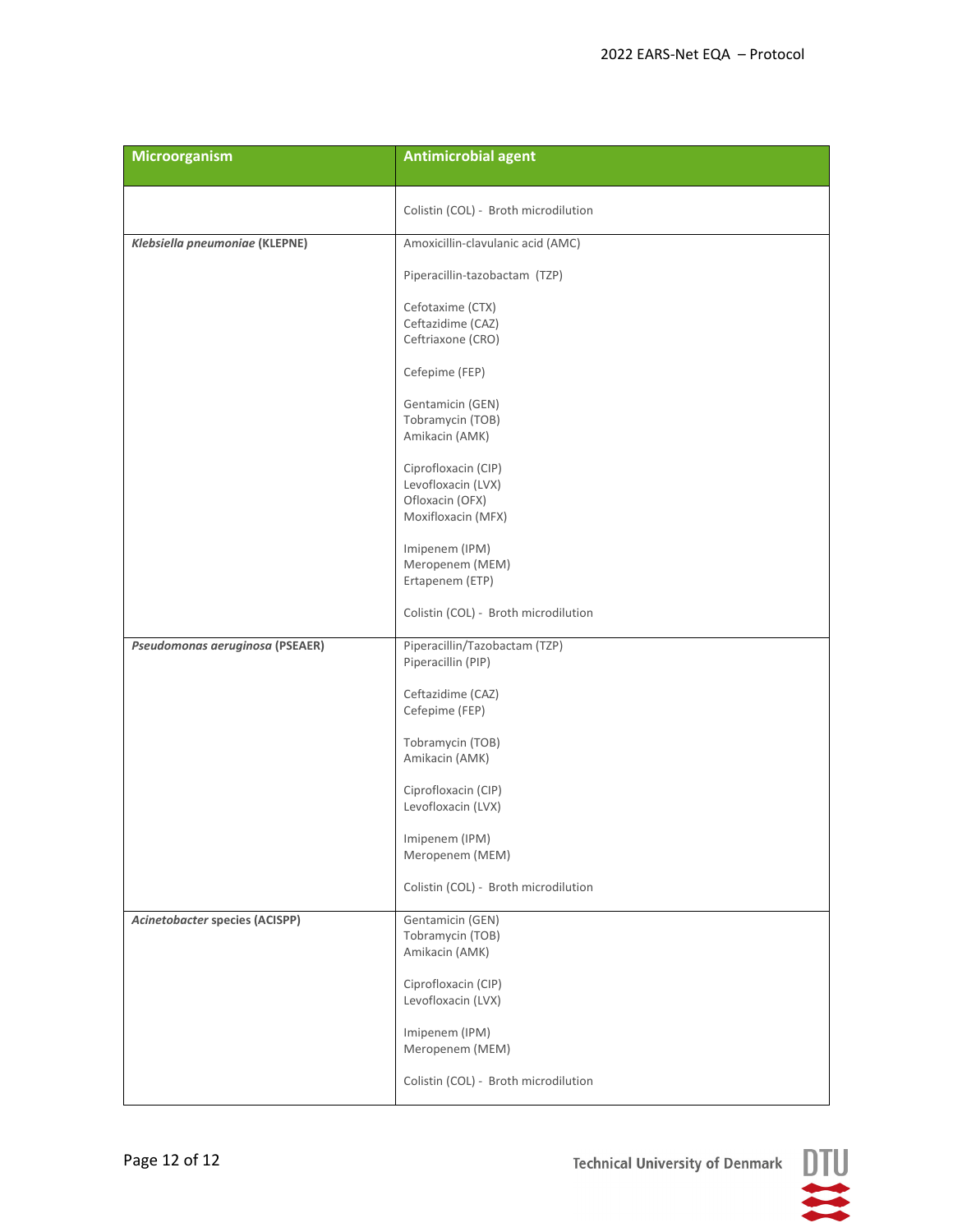| Microorganism | Antimicrobial agent |
|---|---|
| | Colistin (COL) - Broth microdilution |
| ***Klebsiella pneumoniae* (KLEPNE)** | Amoxicillin-clavulanic acid (AMC)<br><br>Piperacillin-tazobactam (TZP)<br><br>Cefotaxime (CTX)<br>Ceftazidime (CAZ)<br>Ceftriaxone (CRO)<br><br>Cefepime (FEP)<br><br>Gentamicin (GEN)<br>Tobramycin (TOB)<br>Amikacin (AMK)<br><br>Ciprofloxacin (CIP)<br>Levofloxacin (LVX)<br>Ofloxacin (OFX)<br>Moxifloxacin (MFX)<br><br>Imipenem (IPM)<br>Meropenem (MEM)<br>Ertapenem (ETP)<br><br>Colistin (COL) - Broth microdilution |
| ***Pseudomonas aeruginosa* (PSEAER)** | Piperacillin/Tazobactam (TZP)<br>Piperacillin (PIP)<br><br>Ceftazidime (CAZ)<br>Cefepime (FEP)<br><br>Tobramycin (TOB)<br>Amikacin (AMK)<br><br>Ciprofloxacin (CIP)<br>Levofloxacin (LVX)<br><br>Imipenem (IPM)<br>Meropenem (MEM)<br><br>Colistin (COL) - Broth microdilution |
| ***Acinetobacter* species (ACISPP)** | Gentamicin (GEN)<br>Tobramycin (TOB)<br>Amikacin (AMK)<br><br>Ciprofloxacin (CIP)<br>Levofloxacin (LVX)<br><br>Imipenem (IPM)<br>Meropenem (MEM)<br><br>Colistin (COL) - Broth microdilution |